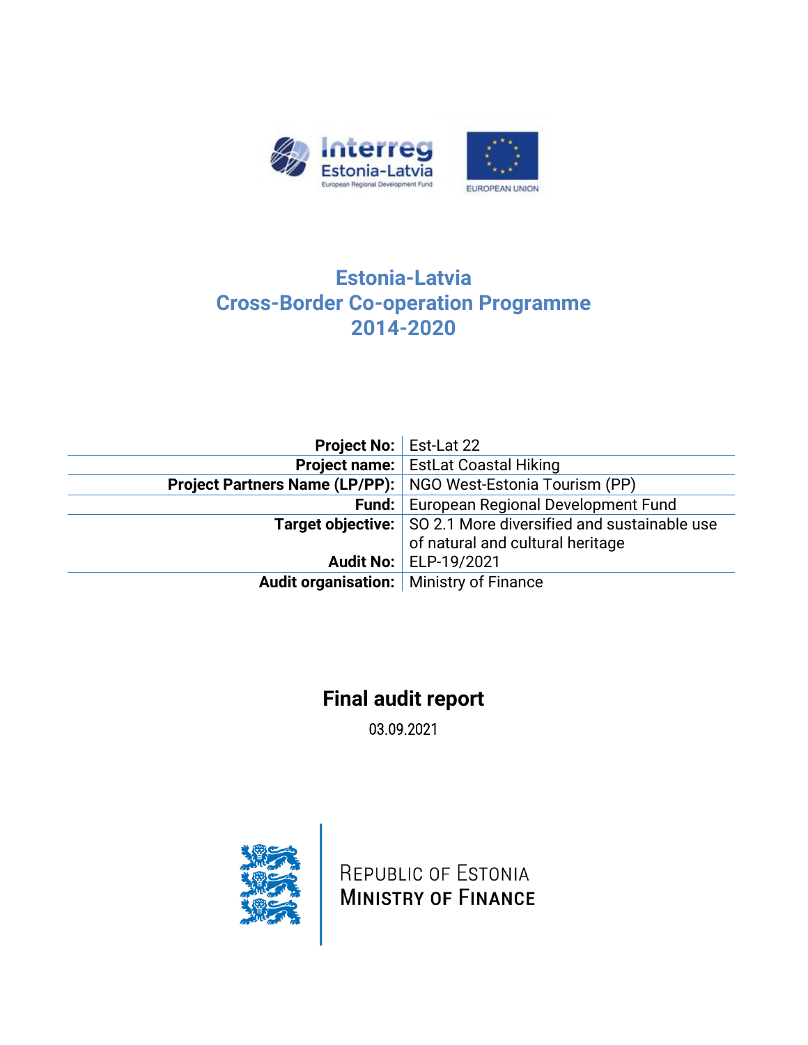# Estonia-Latvia Cross-Border Co-operation Programme 2014-2020

| | |
|---|---|
| **Project No:** | Est-Lat 22 |
| **Project name:** | EstLat Coastal Hiking |
| **Project Partners Name (LP/PP):** | NGO West-Estonia Tourism (PP) |
| **Fund:** | European Regional Development Fund |
| **Target objective:** | SO 2.1 More diversified and sustainable use of natural and cultural heritage |
| **Audit No:** | ELP-19/2021 |
| **Audit organisation:** | Ministry of Finance |

## Final audit report

03.09.2021

REPUBLIC OF ESTONIA
MINISTRY OF FINANCE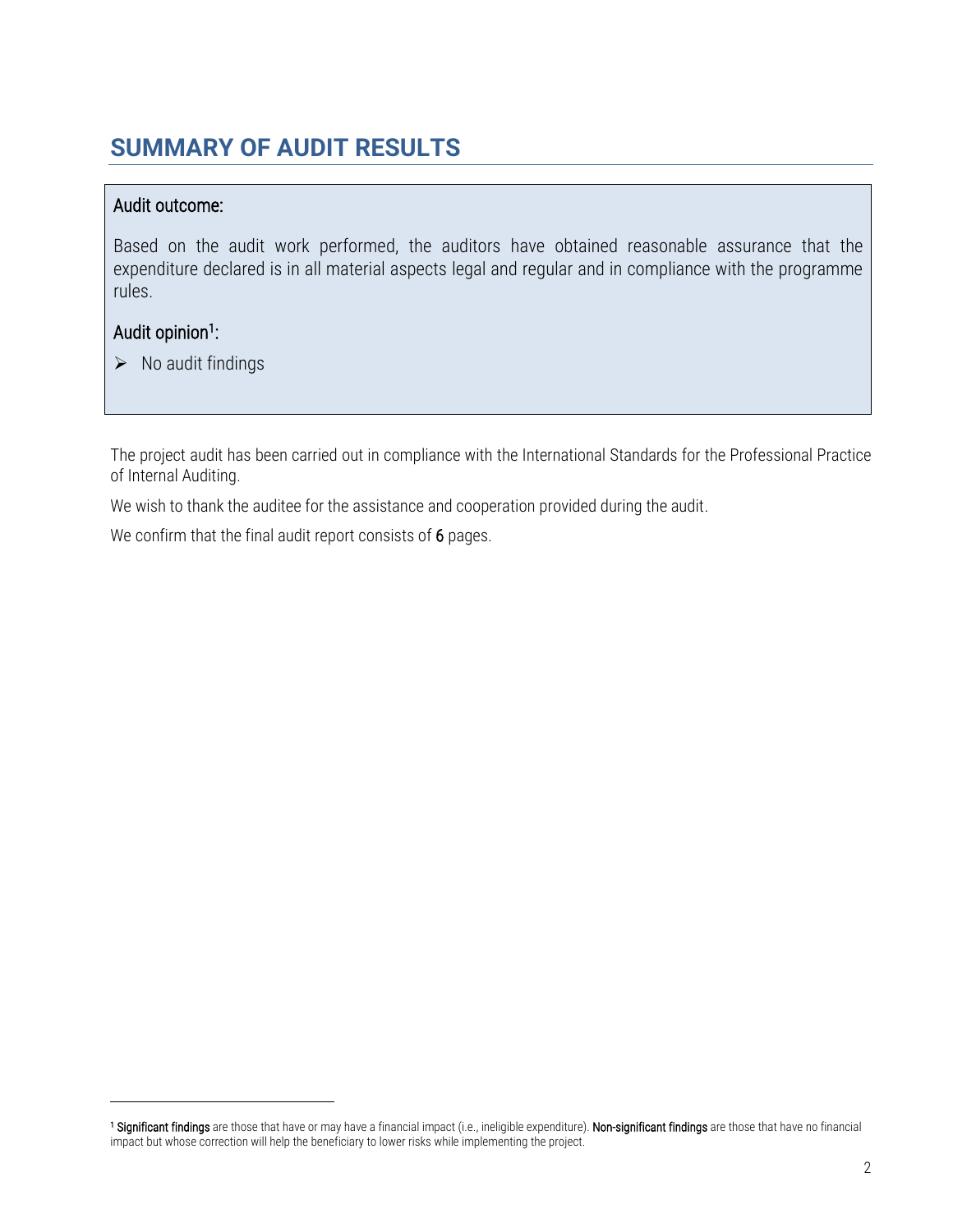# SUMMARY OF AUDIT RESULTS

**Audit outcome:**

Based on the audit work performed, the auditors have obtained reasonable assurance that the expenditure declared is in all material aspects legal and regular and in compliance with the programme rules.

**Audit opinion[1]:**

- No audit findings

The project audit has been carried out in compliance with the International Standards for the Professional Practice of Internal Auditing.

We wish to thank the auditee for the assistance and cooperation provided during the audit.

We confirm that the final audit report consists of **6** pages.

---

[1] **Significant findings** are those that have or may have a financial impact (i.e., ineligible expenditure). **Non-significant findings** are those that have no financial impact but whose correction will help the beneficiary to lower risks while implementing the project.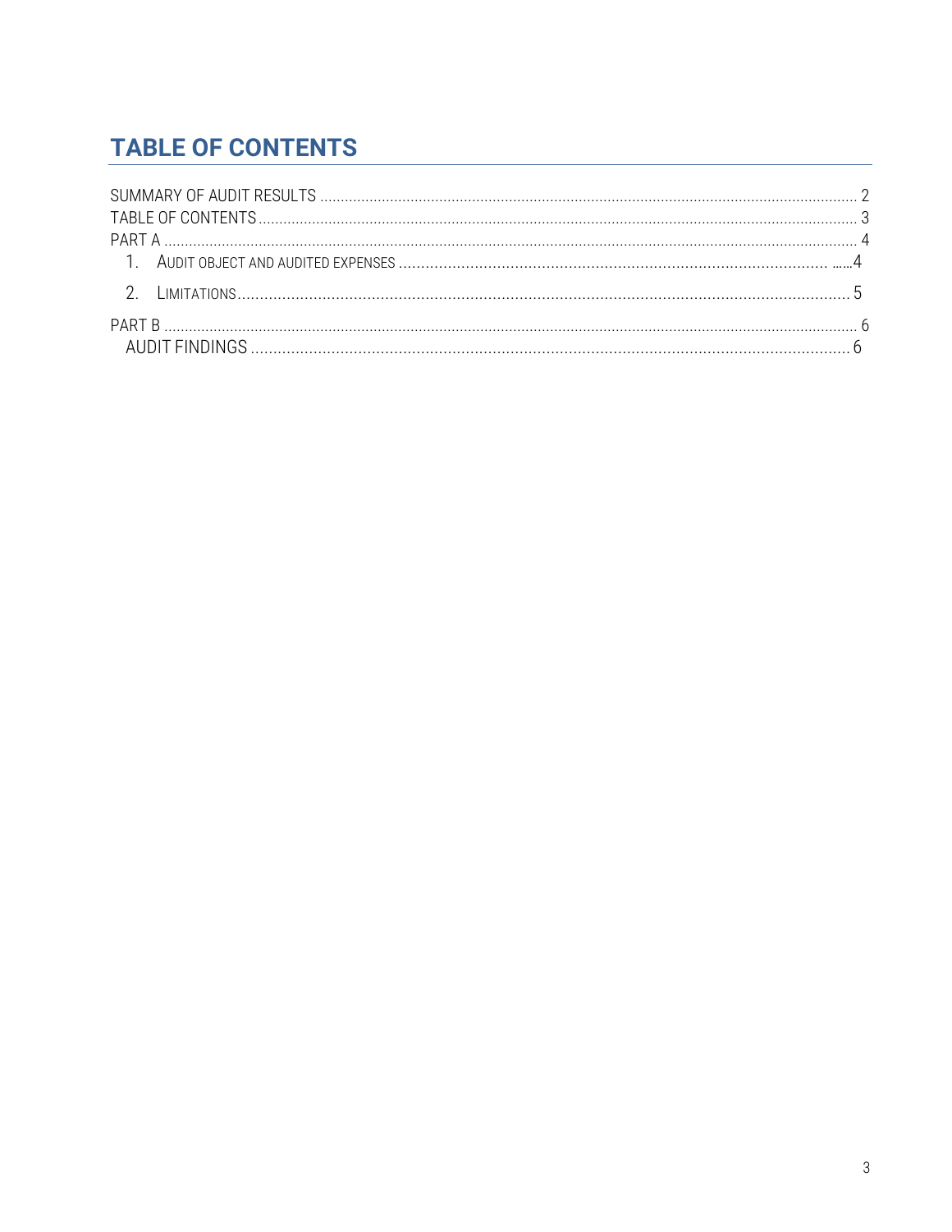# TABLE OF CONTENTS

SUMMARY OF AUDIT RESULTS ........................................................................................................................ 2
TABLE OF CONTENTS ..................................................................................................................................... 3
PART A .............................................................................................................................................................. 4
   1. AUDIT OBJECT AND AUDITED EXPENSES ............................................................................................ 4
   2. LIMITATIONS ............................................................................................................................................ 5
PART B .............................................................................................................................................................. 6
   AUDIT FINDINGS ............................................................................................................................................ 6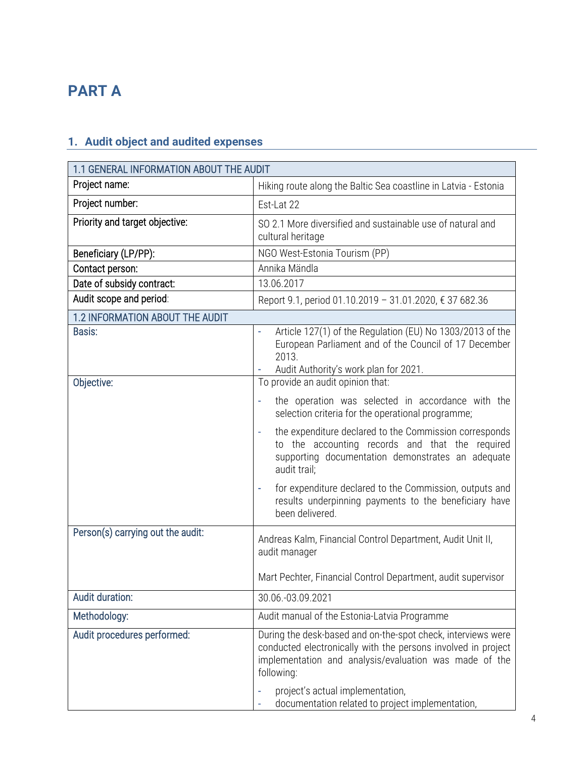# PART A

## 1. Audit object and audited expenses

| 1.1 GENERAL INFORMATION ABOUT THE AUDIT | |
|---|---|
| Project name: | Hiking route along the Baltic Sea coastline in Latvia - Estonia |
| Project number: | Est-Lat 22 |
| Priority and target objective: | SO 2.1 More diversified and sustainable use of natural and cultural heritage |
| Beneficiary (LP/PP): | NGO West-Estonia Tourism (PP) |
| Contact person: | Annika Mändla |
| Date of subsidy contract: | 13.06.2017 |
| Audit scope and period: | Report 9.1, period 01.10.2019 – 31.01.2020, € 37 682.36 |
| **1.2 INFORMATION ABOUT THE AUDIT** | |
| Basis: | - Article 127(1) of the Regulation (EU) No 1303/2013 of the European Parliament and of the Council of 17 December 2013.<br>- Audit Authority's work plan for 2021. |
| Objective: | To provide an audit opinion that:<br>- the operation was selected in accordance with the selection criteria for the operational programme;<br>- the expenditure declared to the Commission corresponds to the accounting records and that the required supporting documentation demonstrates an adequate audit trail;<br>- for expenditure declared to the Commission, outputs and results underpinning payments to the beneficiary have been delivered. |
| Person(s) carrying out the audit: | Andreas Kalm, Financial Control Department, Audit Unit II, audit manager<br><br>Mart Pechter, Financial Control Department, audit supervisor |
| Audit duration: | 30.06.-03.09.2021 |
| Methodology: | Audit manual of the Estonia-Latvia Programme |
| Audit procedures performed: | During the desk-based and on-the-spot check, interviews were conducted electronically with the persons involved in project implementation and analysis/evaluation was made of the following:<br>- project's actual implementation,<br>- documentation related to project implementation, |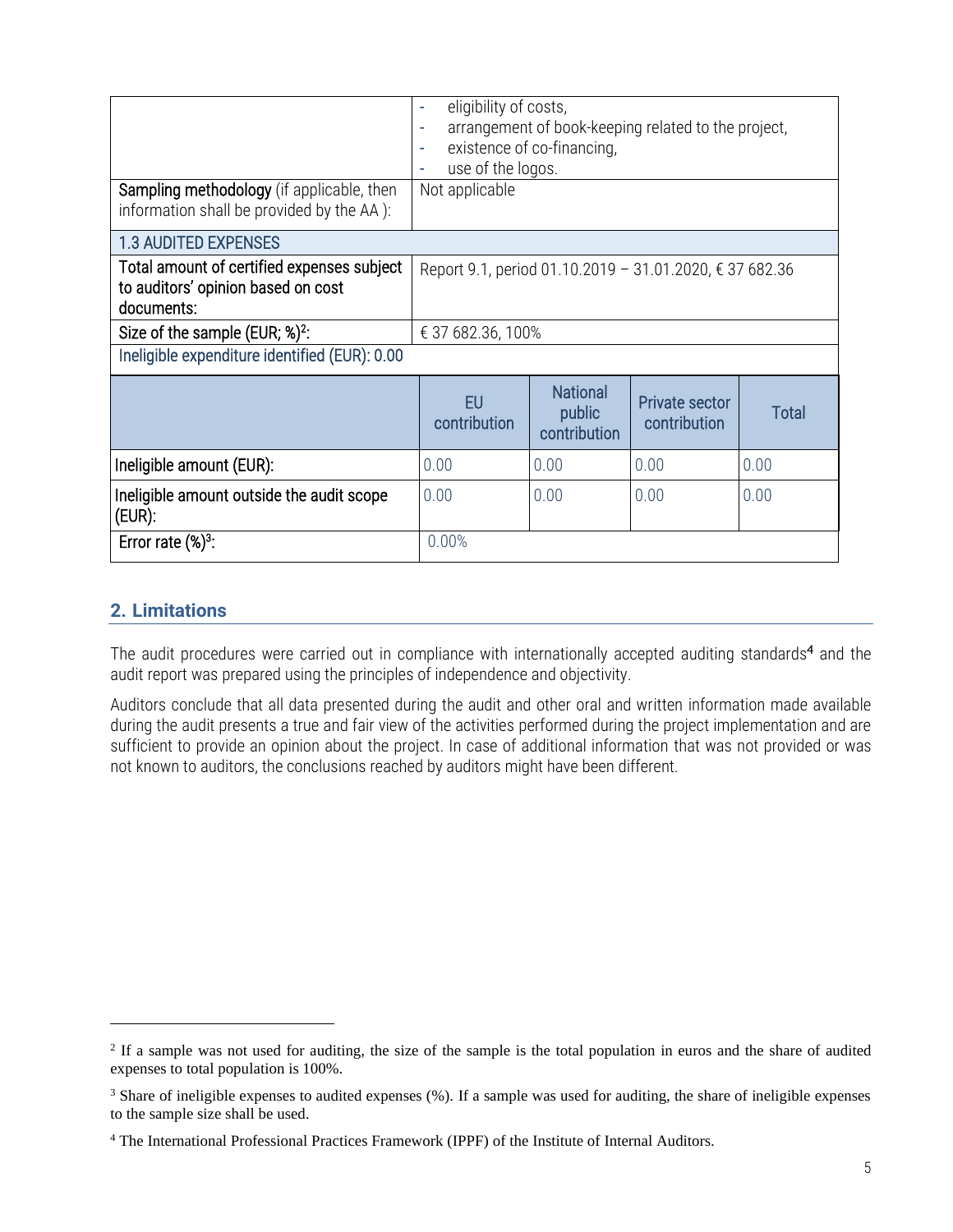| | |
|---|---|
| | - eligibility of costs,<br>- arrangement of book-keeping related to the project,<br>- existence of co-financing,<br>- use of the logos. |
| **Sampling methodology** (if applicable, then information shall be provided by the AA ): | Not applicable |
| **1.3 AUDITED EXPENSES** | |
| Total amount of certified expenses subject to auditors' opinion based on cost documents: | Report 9.1, period 01.10.2019 – 31.01.2020, € 37 682.36 |
| Size of the sample (EUR; %)[2]: | € 37 682.36, 100% |
| Ineligible expenditure identified (EUR): 0.00 | |

| | EU contribution | National public contribution | Private sector contribution | Total |
|---|---|---|---|---|
| Ineligible amount (EUR): | 0.00 | 0.00 | 0.00 | 0.00 |
| Ineligible amount outside the audit scope (EUR): | 0.00 | 0.00 | 0.00 | 0.00 |
| Error rate (%)[3]: | 0.00% | | | |

## 2. Limitations

The audit procedures were carried out in compliance with internationally accepted auditing standards[4] and the audit report was prepared using the principles of independence and objectivity.

Auditors conclude that all data presented during the audit and other oral and written information made available during the audit presents a true and fair view of the activities performed during the project implementation and are sufficient to provide an opinion about the project. In case of additional information that was not provided or was not known to auditors, the conclusions reached by auditors might have been different.

---

[2] If a sample was not used for auditing, the size of the sample is the total population in euros and the share of audited expenses to total population is 100%.

[3] Share of ineligible expenses to audited expenses (%). If a sample was used for auditing, the share of ineligible expenses to the sample size shall be used.

[4] The International Professional Practices Framework (IPPF) of the Institute of Internal Auditors.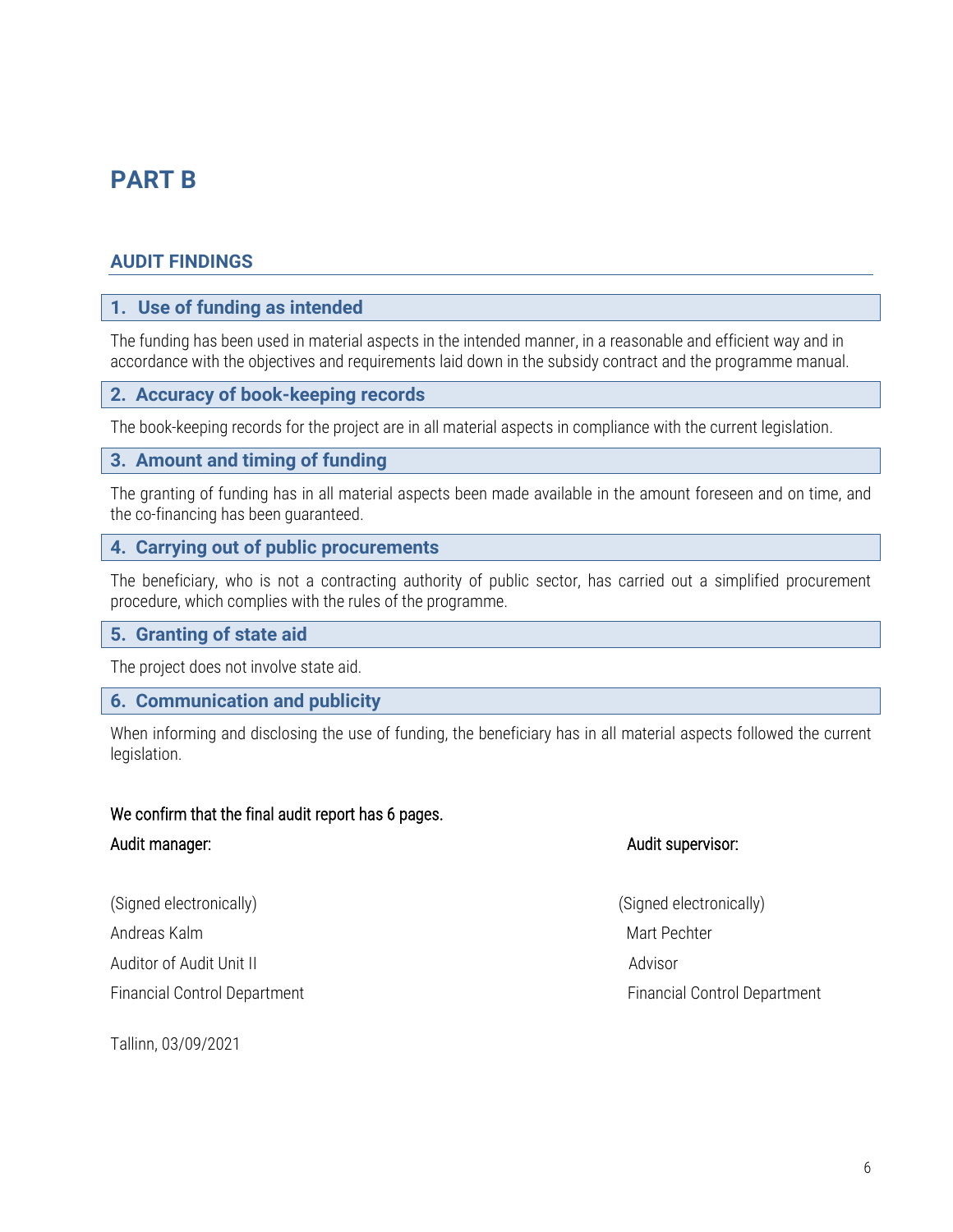# PART B

## AUDIT FINDINGS

### 1. Use of funding as intended

The funding has been used in material aspects in the intended manner, in a reasonable and efficient way and in accordance with the objectives and requirements laid down in the subsidy contract and the programme manual.

### 2. Accuracy of book-keeping records

The book-keeping records for the project are in all material aspects in compliance with the current legislation.

### 3. Amount and timing of funding

The granting of funding has in all material aspects been made available in the amount foreseen and on time, and the co-financing has been guaranteed.

### 4. Carrying out of public procurements

The beneficiary, who is not a contracting authority of public sector, has carried out a simplified procurement procedure, which complies with the rules of the programme.

### 5. Granting of state aid

The project does not involve state aid.

### 6. Communication and publicity

When informing and disclosing the use of funding, the beneficiary has in all material aspects followed the current legislation.

We confirm that the final audit report has 6 pages.

Audit manager:

(Signed electronically)

Andreas Kalm

Auditor of Audit Unit II

Financial Control Department

Audit supervisor:

(Signed electronically)

Mart Pechter

Advisor

Financial Control Department

Tallinn, 03/09/2021